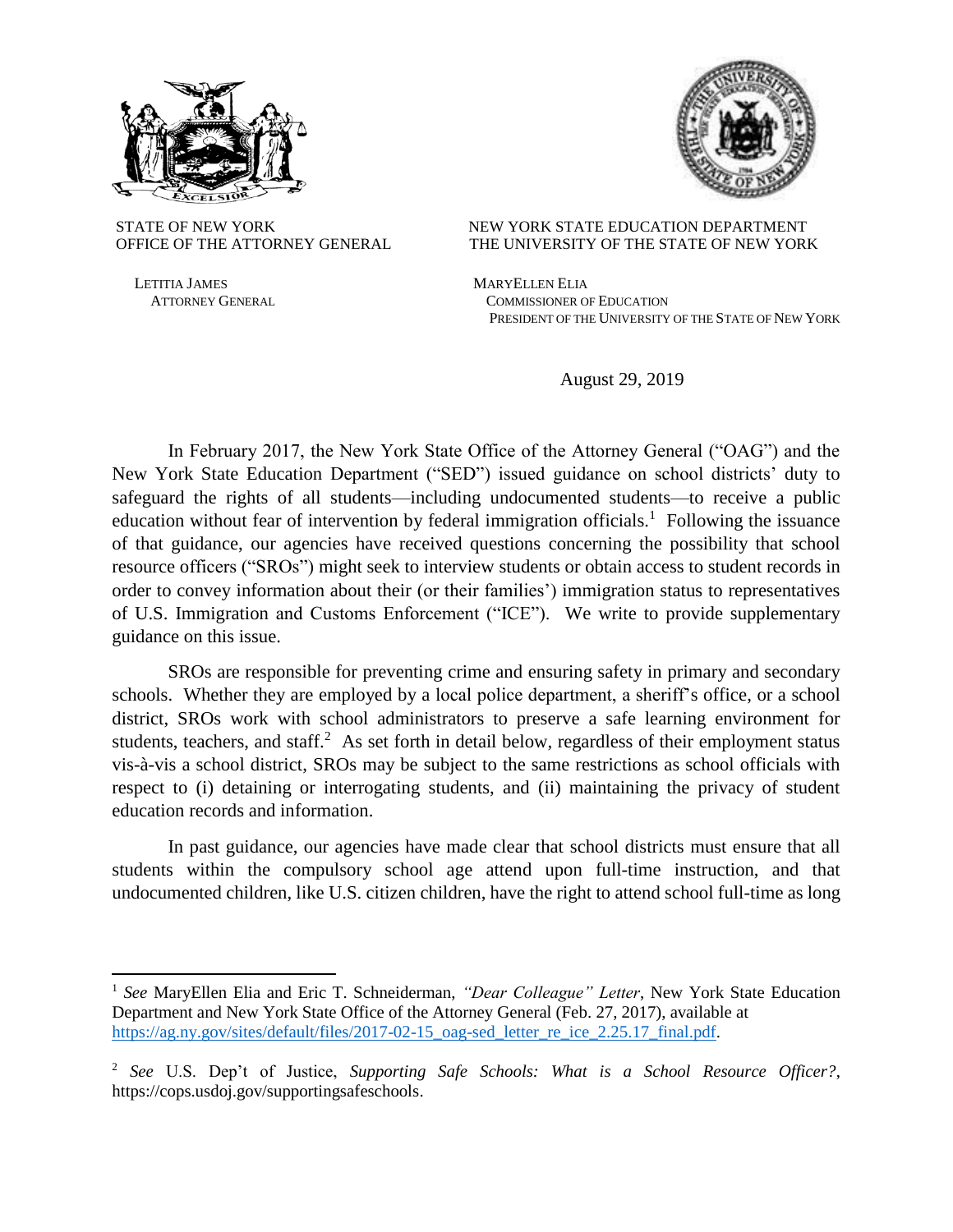STATE OF NEW YORK
OFFICE OF THE ATTORNEY GENERAL

LETITIA JAMES
ATTORNEY GENERAL

NEW YORK STATE EDUCATION DEPARTMENT
THE UNIVERSITY OF THE STATE OF NEW YORK

MARYELLEN ELIA
COMMISSIONER OF EDUCATION
PRESIDENT OF THE UNIVERSITY OF THE STATE OF NEW YORK

August 29, 2019

In February 2017, the New York State Office of the Attorney General ("OAG") and the New York State Education Department ("SED") issued guidance on school districts' duty to safeguard the rights of all students—including undocumented students—to receive a public education without fear of intervention by federal immigration officials.[1] Following the issuance of that guidance, our agencies have received questions concerning the possibility that school resource officers ("SROs") might seek to interview students or obtain access to student records in order to convey information about their (or their families') immigration status to representatives of U.S. Immigration and Customs Enforcement ("ICE"). We write to provide supplementary guidance on this issue.

SROs are responsible for preventing crime and ensuring safety in primary and secondary schools. Whether they are employed by a local police department, a sheriff's office, or a school district, SROs work with school administrators to preserve a safe learning environment for students, teachers, and staff.[2] As set forth in detail below, regardless of their employment status vis-à-vis a school district, SROs may be subject to the same restrictions as school officials with respect to (i) detaining or interrogating students, and (ii) maintaining the privacy of student education records and information.

In past guidance, our agencies have made clear that school districts must ensure that all students within the compulsory school age attend upon full-time instruction, and that undocumented children, like U.S. citizen children, have the right to attend school full-time as long

---

[1] *See* MaryEllen Elia and Eric T. Schneiderman, *"Dear Colleague" Letter*, New York State Education Department and New York State Office of the Attorney General (Feb. 27, 2017), available at https://ag.ny.gov/sites/default/files/2017-02-15_oag-sed_letter_re_ice_2.25.17_final.pdf.

[2] *See* U.S. Dep't of Justice, *Supporting Safe Schools: What is a School Resource Officer?*, https://cops.usdoj.gov/supportingsafeschools.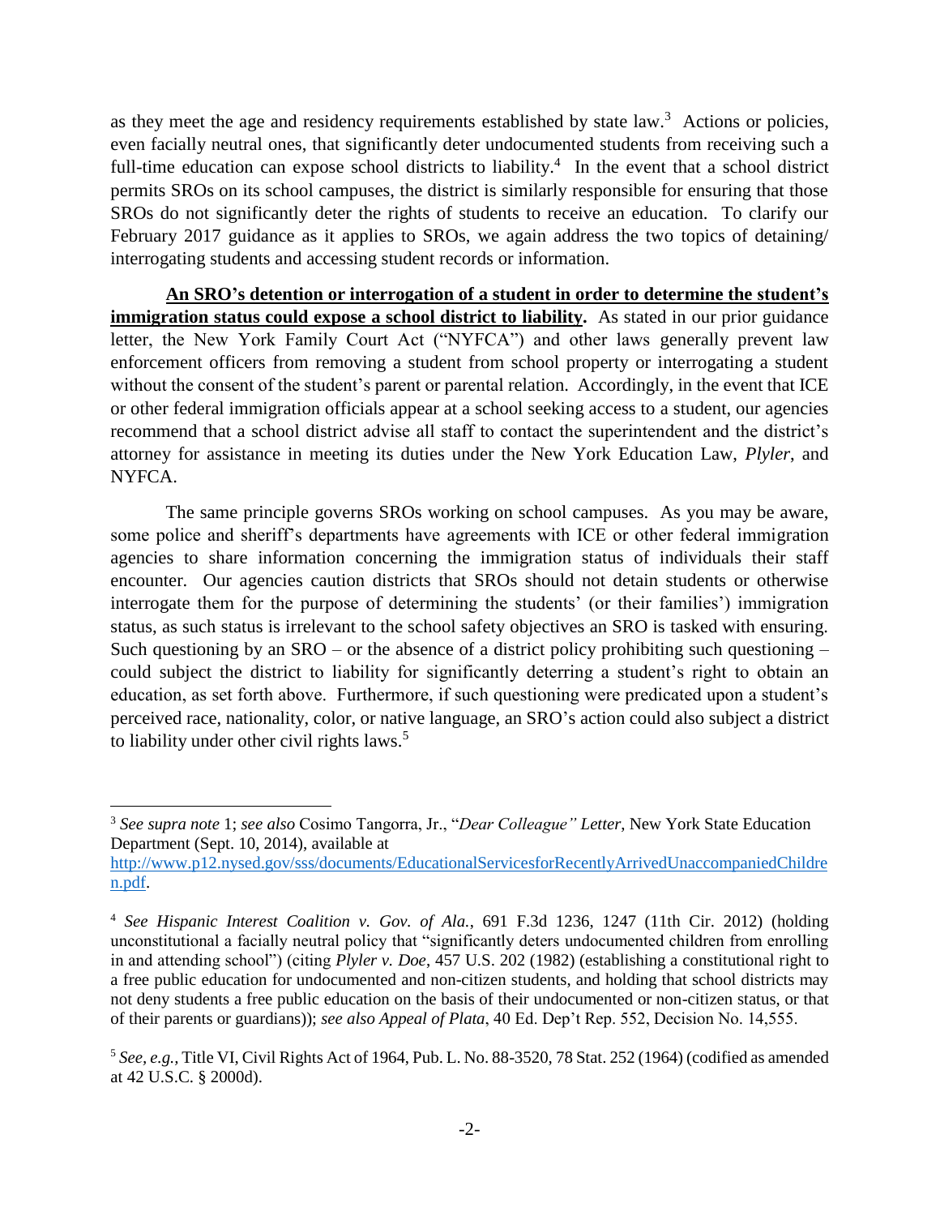as they meet the age and residency requirements established by state law.[3] Actions or policies, even facially neutral ones, that significantly deter undocumented students from receiving such a full-time education can expose school districts to liability.[4] In the event that a school district permits SROs on its school campuses, the district is similarly responsible for ensuring that those SROs do not significantly deter the rights of students to receive an education. To clarify our February 2017 guidance as it applies to SROs, we again address the two topics of detaining/ interrogating students and accessing student records or information.

**An SRO's detention or interrogation of a student in order to determine the student's immigration status could expose a school district to liability.** As stated in our prior guidance letter, the New York Family Court Act ("NYFCA") and other laws generally prevent law enforcement officers from removing a student from school property or interrogating a student without the consent of the student's parent or parental relation. Accordingly, in the event that ICE or other federal immigration officials appear at a school seeking access to a student, our agencies recommend that a school district advise all staff to contact the superintendent and the district's attorney for assistance in meeting its duties under the New York Education Law, *Plyler*, and NYFCA.

The same principle governs SROs working on school campuses. As you may be aware, some police and sheriff's departments have agreements with ICE or other federal immigration agencies to share information concerning the immigration status of individuals their staff encounter. Our agencies caution districts that SROs should not detain students or otherwise interrogate them for the purpose of determining the students' (or their families') immigration status, as such status is irrelevant to the school safety objectives an SRO is tasked with ensuring. Such questioning by an SRO – or the absence of a district policy prohibiting such questioning – could subject the district to liability for significantly deterring a student's right to obtain an education, as set forth above. Furthermore, if such questioning were predicated upon a student's perceived race, nationality, color, or native language, an SRO's action could also subject a district to liability under other civil rights laws.[5]

---

[3] *See supra note* 1; *see also* Cosimo Tangorra, Jr., "*Dear Colleague" Letter*, New York State Education Department (Sept. 10, 2014), available at http://www.p12.nysed.gov/sss/documents/EducationalServicesforRecentlyArrivedUnaccompaniedChildren.pdf.

[4] *See Hispanic Interest Coalition v. Gov. of Ala.*, 691 F.3d 1236, 1247 (11th Cir. 2012) (holding unconstitutional a facially neutral policy that "significantly deters undocumented children from enrolling in and attending school") (citing *Plyler v. Doe*, 457 U.S. 202 (1982) (establishing a constitutional right to a free public education for undocumented and non-citizen students, and holding that school districts may not deny students a free public education on the basis of their undocumented or non-citizen status, or that of their parents or guardians)); *see also Appeal of Plata*, 40 Ed. Dep't Rep. 552, Decision No. 14,555.

[5] *See, e.g.,* Title VI, Civil Rights Act of 1964, Pub. L. No. 88-3520, 78 Stat. 252 (1964) (codified as amended at 42 U.S.C. § 2000d).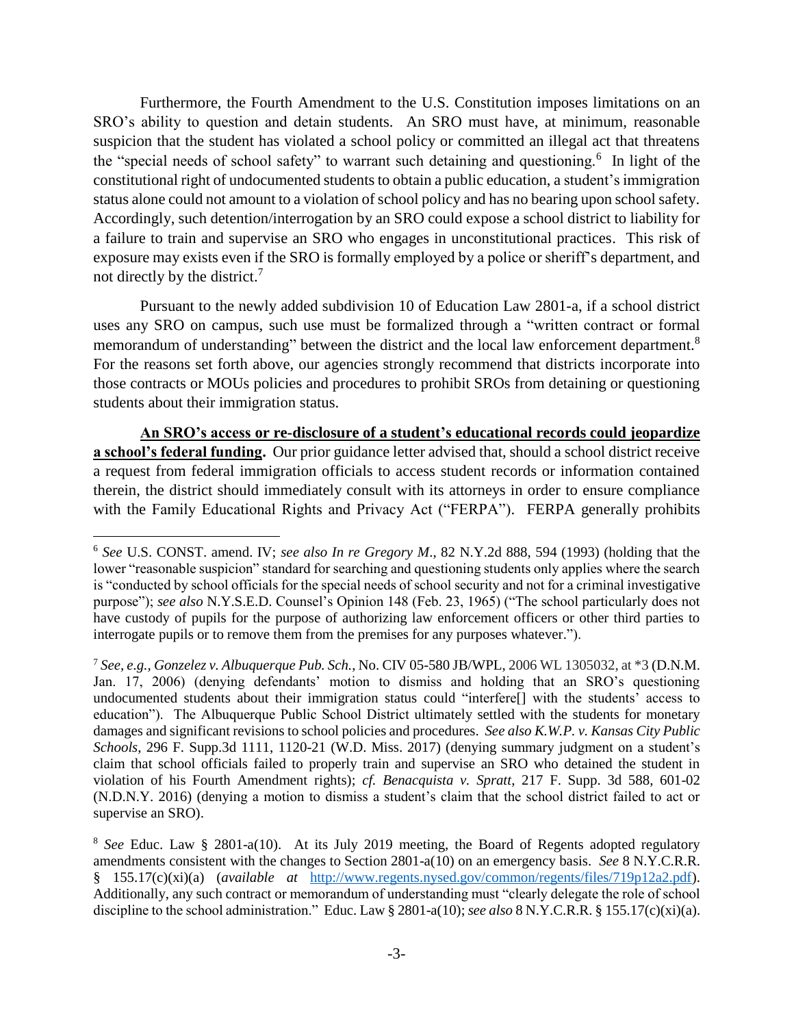Furthermore, the Fourth Amendment to the U.S. Constitution imposes limitations on an SRO's ability to question and detain students. An SRO must have, at minimum, reasonable suspicion that the student has violated a school policy or committed an illegal act that threatens the "special needs of school safety" to warrant such detaining and questioning.[6] In light of the constitutional right of undocumented students to obtain a public education, a student's immigration status alone could not amount to a violation of school policy and has no bearing upon school safety. Accordingly, such detention/interrogation by an SRO could expose a school district to liability for a failure to train and supervise an SRO who engages in unconstitutional practices. This risk of exposure may exists even if the SRO is formally employed by a police or sheriff's department, and not directly by the district.[7]

Pursuant to the newly added subdivision 10 of Education Law 2801-a, if a school district uses any SRO on campus, such use must be formalized through a "written contract or formal memorandum of understanding" between the district and the local law enforcement department.[8] For the reasons set forth above, our agencies strongly recommend that districts incorporate into those contracts or MOUs policies and procedures to prohibit SROs from detaining or questioning students about their immigration status.

**An SRO's access or re-disclosure of a student's educational records could jeopardize a school's federal funding.** Our prior guidance letter advised that, should a school district receive a request from federal immigration officials to access student records or information contained therein, the district should immediately consult with its attorneys in order to ensure compliance with the Family Educational Rights and Privacy Act ("FERPA"). FERPA generally prohibits

---

[6] *See* U.S. CONST. amend. IV; *see also In re Gregory M.*, 82 N.Y.2d 888, 594 (1993) (holding that the lower "reasonable suspicion" standard for searching and questioning students only applies where the search is "conducted by school officials for the special needs of school security and not for a criminal investigative purpose"); *see also* N.Y.S.E.D. Counsel's Opinion 148 (Feb. 23, 1965) ("The school particularly does not have custody of pupils for the purpose of authorizing law enforcement officers or other third parties to interrogate pupils or to remove them from the premises for any purposes whatever.").

[7] *See, e.g., Gonzelez v. Albuquerque Pub. Sch.*, No. CIV 05-580 JB/WPL, 2006 WL 1305032, at *3 (D.N.M. Jan. 17, 2006) (denying defendants' motion to dismiss and holding that an SRO's questioning undocumented students about their immigration status could "interfere[] with the students' access to education"). The Albuquerque Public School District ultimately settled with the students for monetary damages and significant revisions to school policies and procedures. *See also K.W.P. v. Kansas City Public Schools*, 296 F. Supp.3d 1111, 1120-21 (W.D. Miss. 2017) (denying summary judgment on a student's claim that school officials failed to properly train and supervise an SRO who detained the student in violation of his Fourth Amendment rights); *cf. Benacquista v. Spratt*, 217 F. Supp. 3d 588, 601-02 (N.D.N.Y. 2016) (denying a motion to dismiss a student's claim that the school district failed to act or supervise an SRO).

[8] *See* Educ. Law § 2801-a(10). At its July 2019 meeting, the Board of Regents adopted regulatory amendments consistent with the changes to Section 2801-a(10) on an emergency basis. *See* 8 N.Y.C.R.R. § 155.17(c)(xi)(a) (*available at* http://www.regents.nysed.gov/common/regents/files/719p12a2.pdf). Additionally, any such contract or memorandum of understanding must "clearly delegate the role of school discipline to the school administration." Educ. Law § 2801-a(10); *see also* 8 N.Y.C.R.R. § 155.17(c)(xi)(a).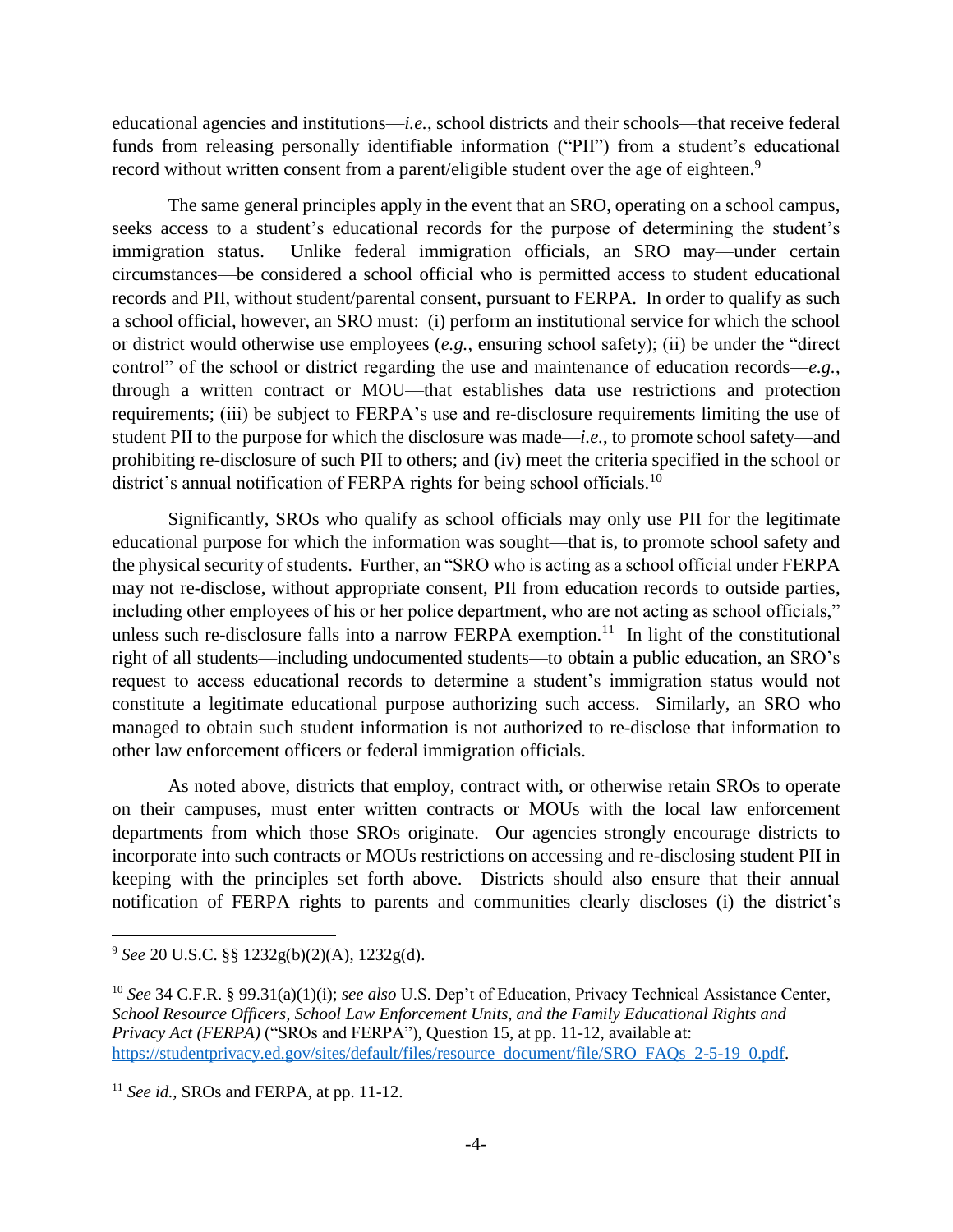educational agencies and institutions—*i.e.*, school districts and their schools—that receive federal funds from releasing personally identifiable information ("PII") from a student's educational record without written consent from a parent/eligible student over the age of eighteen.[9]

The same general principles apply in the event that an SRO, operating on a school campus, seeks access to a student's educational records for the purpose of determining the student's immigration status. Unlike federal immigration officials, an SRO may—under certain circumstances—be considered a school official who is permitted access to student educational records and PII, without student/parental consent, pursuant to FERPA. In order to qualify as such a school official, however, an SRO must: (i) perform an institutional service for which the school or district would otherwise use employees (*e.g.*, ensuring school safety); (ii) be under the "direct control" of the school or district regarding the use and maintenance of education records—*e.g.*, through a written contract or MOU—that establishes data use restrictions and protection requirements; (iii) be subject to FERPA's use and re-disclosure requirements limiting the use of student PII to the purpose for which the disclosure was made—*i.e.*, to promote school safety—and prohibiting re-disclosure of such PII to others; and (iv) meet the criteria specified in the school or district's annual notification of FERPA rights for being school officials.[10]

Significantly, SROs who qualify as school officials may only use PII for the legitimate educational purpose for which the information was sought—that is, to promote school safety and the physical security of students. Further, an "SRO who is acting as a school official under FERPA may not re-disclose, without appropriate consent, PII from education records to outside parties, including other employees of his or her police department, who are not acting as school officials," unless such re-disclosure falls into a narrow FERPA exemption.[11] In light of the constitutional right of all students—including undocumented students—to obtain a public education, an SRO's request to access educational records to determine a student's immigration status would not constitute a legitimate educational purpose authorizing such access. Similarly, an SRO who managed to obtain such student information is not authorized to re-disclose that information to other law enforcement officers or federal immigration officials.

As noted above, districts that employ, contract with, or otherwise retain SROs to operate on their campuses, must enter written contracts or MOUs with the local law enforcement departments from which those SROs originate. Our agencies strongly encourage districts to incorporate into such contracts or MOUs restrictions on accessing and re-disclosing student PII in keeping with the principles set forth above. Districts should also ensure that their annual notification of FERPA rights to parents and communities clearly discloses (i) the district's

---

[9] *See* 20 U.S.C. §§ 1232g(b)(2)(A), 1232g(d).

[10] *See* 34 C.F.R. § 99.31(a)(1)(i); *see also* U.S. Dep't of Education, Privacy Technical Assistance Center, *School Resource Officers, School Law Enforcement Units, and the Family Educational Rights and Privacy Act (FERPA)* ("SROs and FERPA"), Question 15, at pp. 11-12, available at: https://studentprivacy.ed.gov/sites/default/files/resource_document/file/SRO_FAQs_2-5-19_0.pdf.

[11] *See id.*, SROs and FERPA, at pp. 11-12.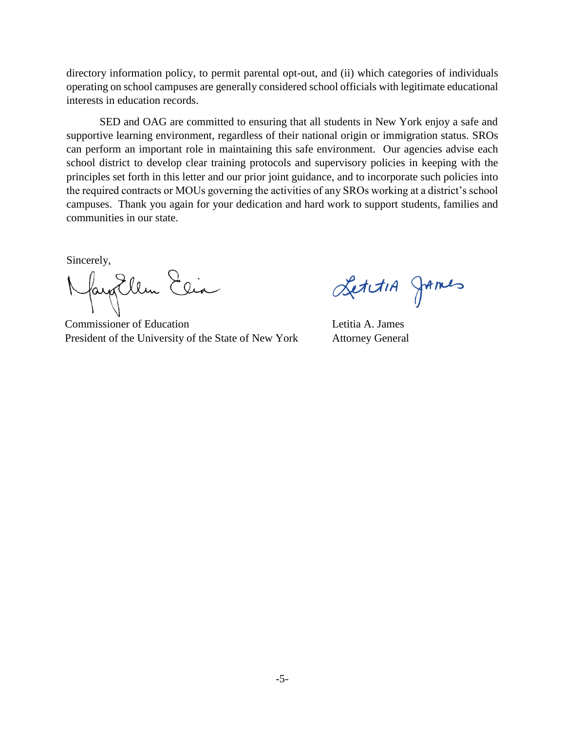directory information policy, to permit parental opt-out, and (ii) which categories of individuals operating on school campuses are generally considered school officials with legitimate educational interests in education records.

SED and OAG are committed to ensuring that all students in New York enjoy a safe and supportive learning environment, regardless of their national origin or immigration status. SROs can perform an important role in maintaining this safe environment. Our agencies advise each school district to develop clear training protocols and supervisory policies in keeping with the principles set forth in this letter and our prior joint guidance, and to incorporate such policies into the required contracts or MOUs governing the activities of any SROs working at a district's school campuses. Thank you again for your dedication and hard work to support students, families and communities in our state.

Sincerely,

Commissioner of Education
President of the University of the State of New York

Letitia A. James
Attorney General